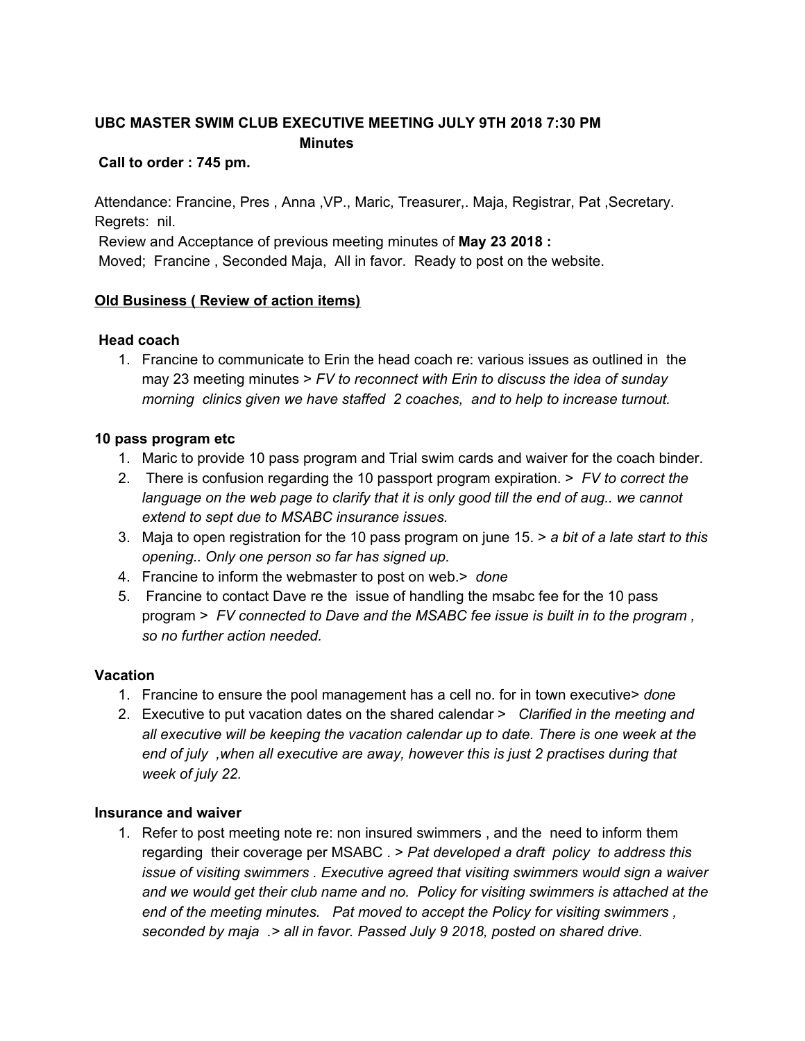**UBC MASTER SWIM CLUB EXECUTIVE MEETING JULY 9TH 2018 7:30 PM**

**Minutes**

**Call to order : 745 pm.**

Attendance: Francine, Pres , Anna ,VP., Maric, Treasurer,. Maja, Registrar, Pat ,Secretary.
Regrets: nil.

Review and Acceptance of previous meeting minutes of **May 23 2018 :**
Moved; Francine , Seconded Maja, All in favor. Ready to post on the website.

**Old Business ( Review of action items)**

**Head coach**

1. Francine to communicate to Erin the head coach re: various issues as outlined in the may 23 meeting minutes > *FV to reconnect with Erin to discuss the idea of sunday morning clinics given we have staffed 2 coaches, and to help to increase turnout.*

**10 pass program etc**

1. Maric to provide 10 pass program and Trial swim cards and waiver for the coach binder.
2. There is confusion regarding the 10 passport program expiration. > *FV to correct the language on the web page to clarify that it is only good till the end of aug.. we cannot extend to sept due to MSABC insurance issues.*
3. Maja to open registration for the 10 pass program on june 15. > *a bit of a late start to this opening.. Only one person so far has signed up.*
4. Francine to inform the webmaster to post on web.> *done*
5. Francine to contact Dave re the issue of handling the msabc fee for the 10 pass program > *FV connected to Dave and the MSABC fee issue is built in to the program , so no further action needed.*

**Vacation**

1. Francine to ensure the pool management has a cell no. for in town executive> *done*
2. Executive to put vacation dates on the shared calendar > *Clarified in the meeting and all executive will be keeping the vacation calendar up to date. There is one week at the end of july ,when all executive are away, however this is just 2 practises during that week of july 22.*

**Insurance and waiver**

1. Refer to post meeting note re: non insured swimmers , and the need to inform them regarding their coverage per MSABC . > *Pat developed a draft policy to address this issue of visiting swimmers . Executive agreed that visiting swimmers would sign a waiver and we would get their club name and no. Policy for visiting swimmers is attached at the end of the meeting minutes. Pat moved to accept the Policy for visiting swimmers , seconded by maja .> all in favor. Passed July 9 2018, posted on shared drive.*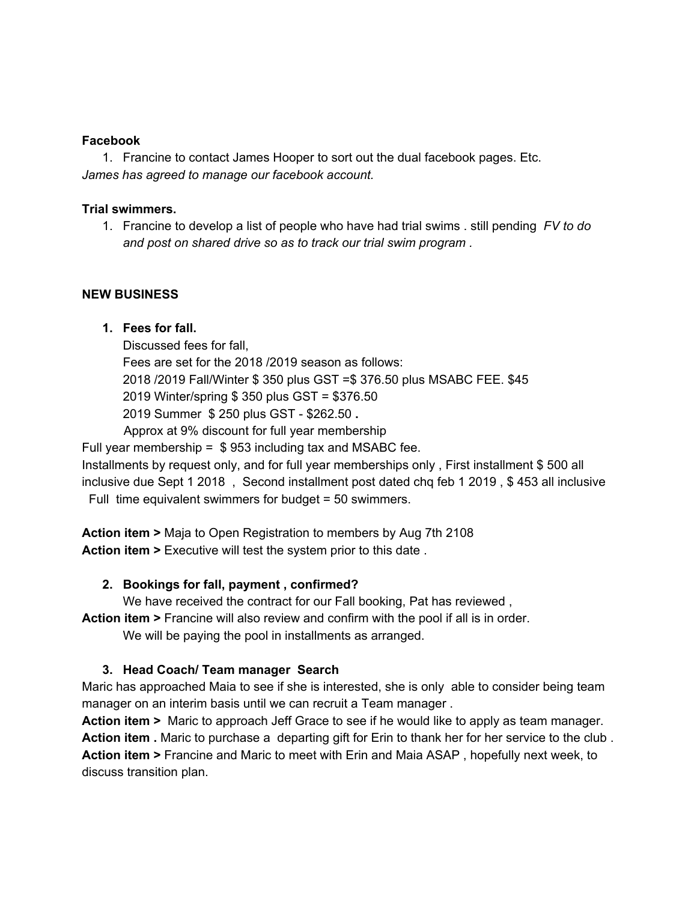**Facebook**

1. Francine to contact James Hooper to sort out the dual facebook pages. Etc.

*James has agreed to manage our facebook account.*

**Trial swimmers.**

1. Francine to develop a list of people who have had trial swims . still pending *FV to do and post on shared drive so as to track our trial swim program .*

**NEW BUSINESS**

1. **Fees for fall.**
   Discussed fees for fall,
   Fees are set for the 2018 /2019 season as follows:
   2018 /2019 Fall/Winter $ 350 plus GST =$ 376.50 plus MSABC FEE. $45
   2019 Winter/spring $ 350 plus GST = $376.50
   2019 Summer $ 250 plus GST - $262.50 **.**
   Approx at 9% discount for full year membership

Full year membership = $ 953 including tax and MSABC fee.
Installments by request only, and for full year memberships only , First installment $ 500 all inclusive due Sept 1 2018 , Second installment post dated chq feb 1 2019 , $ 453 all inclusive
Full time equivalent swimmers for budget = 50 swimmers.

**Action item >** Maja to Open Registration to members by Aug 7th 2108
**Action item >** Executive will test the system prior to this date .

2. **Bookings for fall, payment , confirmed?**
   We have received the contract for our Fall booking, Pat has reviewed ,

**Action item >** Francine will also review and confirm with the pool if all is in order.
We will be paying the pool in installments as arranged.

3. **Head Coach/ Team manager Search**

Maric has approached Maia to see if she is interested, she is only able to consider being team manager on an interim basis until we can recruit a Team manager .
**Action item >** Maric to approach Jeff Grace to see if he would like to apply as team manager.
**Action item .** Maric to purchase a departing gift for Erin to thank her for her service to the club .
**Action item >** Francine and Maric to meet with Erin and Maia ASAP , hopefully next week, to discuss transition plan.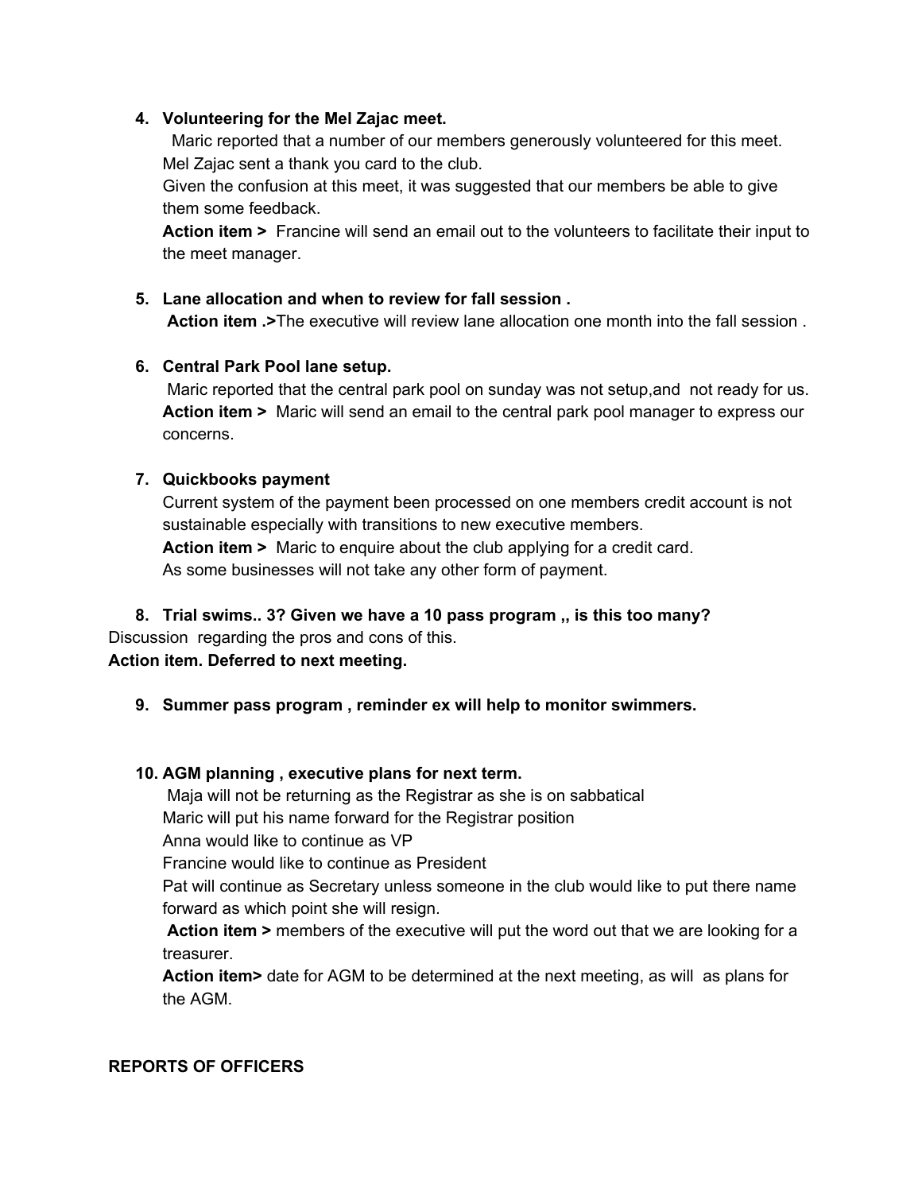4. **Volunteering for the Mel Zajac meet.**
   Maric reported that a number of our members generously volunteered for this meet. Mel Zajac sent a thank you card to the club.
   Given the confusion at this meet, it was suggested that our members be able to give them some feedback.
   **Action item >** Francine will send an email out to the volunteers to facilitate their input to the meet manager.

5. **Lane allocation and when to review for fall session .**
   **Action item .>**The executive will review lane allocation one month into the fall session .

6. **Central Park Pool lane setup.**
   Maric reported that the central park pool on sunday was not setup,and not ready for us.
   **Action item >** Maric will send an email to the central park pool manager to express our concerns.

7. **Quickbooks payment**
   Current system of the payment been processed on one members credit account is not sustainable especially with transitions to new executive members.
   **Action item >** Maric to enquire about the club applying for a credit card.
   As some businesses will not take any other form of payment.

8. **Trial swims.. 3? Given we have a 10 pass program ,, is this too many?**

Discussion regarding the pros and cons of this.
**Action item. Deferred to next meeting.**

9. **Summer pass program , reminder ex will help to monitor swimmers.**

10. **AGM planning , executive plans for next term.**
    Maja will not be returning as the Registrar as she is on sabbatical
    Maric will put his name forward for the Registrar position
    Anna would like to continue as VP
    Francine would like to continue as President
    Pat will continue as Secretary unless someone in the club would like to put there name forward as which point she will resign.
    **Action item >** members of the executive will put the word out that we are looking for a treasurer.
    **Action item>** date for AGM to be determined at the next meeting, as will as plans for the AGM.

**REPORTS OF OFFICERS**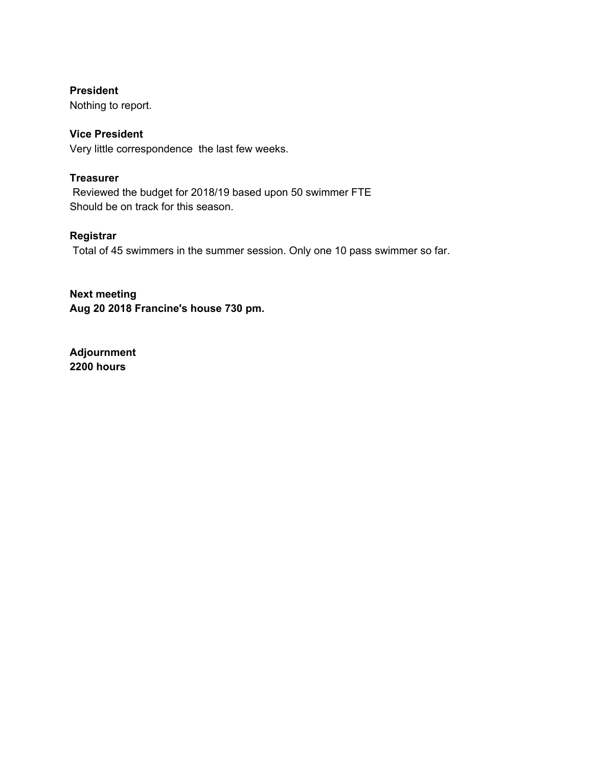**President**

Nothing to report.

**Vice President**

Very little correspondence  the last few weeks.

**Treasurer**

Reviewed the budget for 2018/19 based upon 50 swimmer FTE
Should be on track for this season.

**Registrar**

Total of 45 swimmers in the summer session. Only one 10 pass swimmer so far.

**Next meeting**

**Aug 20 2018 Francine's house 730 pm.**

**Adjournment**

**2200 hours**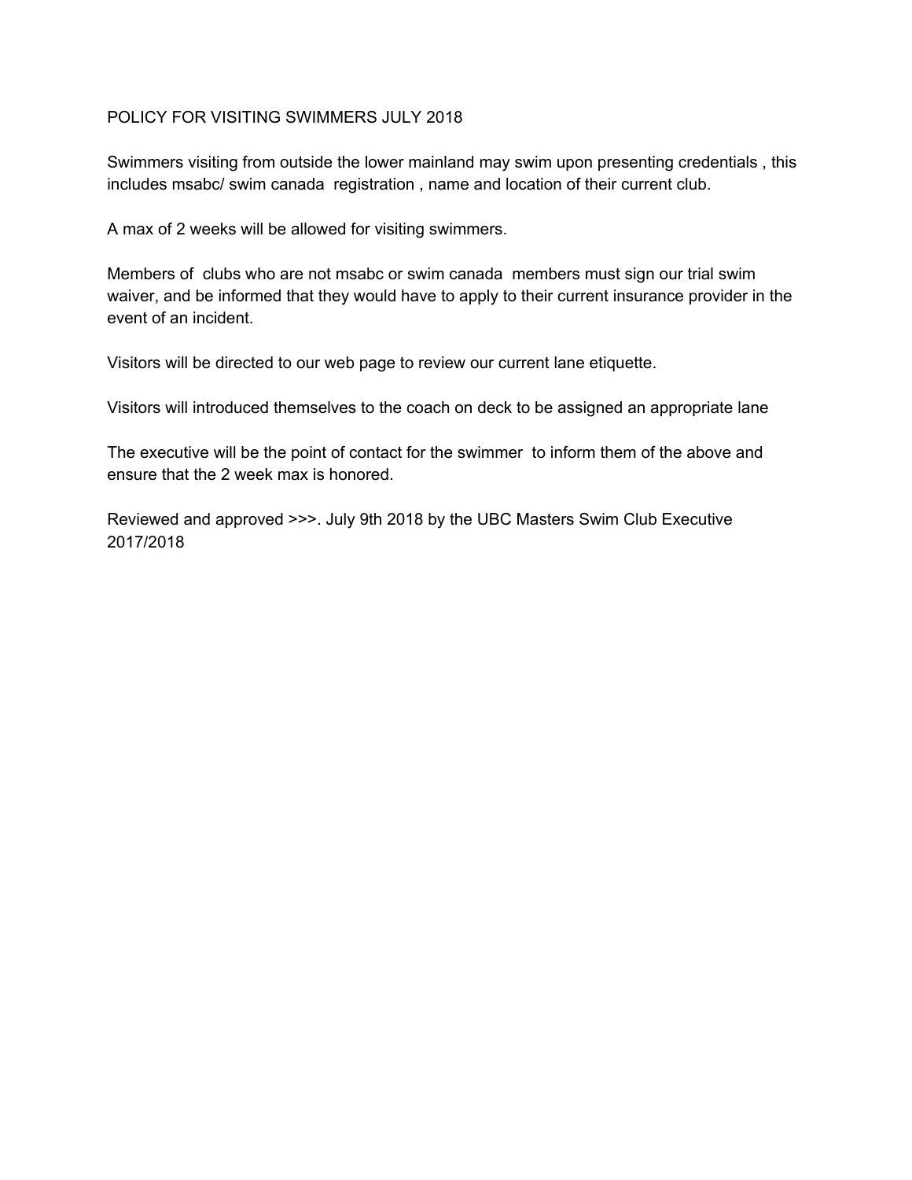POLICY FOR VISITING SWIMMERS JULY 2018

Swimmers visiting from outside the lower mainland may swim upon presenting credentials , this includes msabc/ swim canada registration , name and location of their current club.

A max of 2 weeks will be allowed for visiting swimmers.

Members of clubs who are not msabc or swim canada members must sign our trial swim waiver, and be informed that they would have to apply to their current insurance provider in the event of an incident.

Visitors will be directed to our web page to review our current lane etiquette.

Visitors will introduced themselves to the coach on deck to be assigned an appropriate lane

The executive will be the point of contact for the swimmer to inform them of the above and ensure that the 2 week max is honored.

Reviewed and approved >>>. July 9th 2018 by the UBC Masters Swim Club Executive 2017/2018